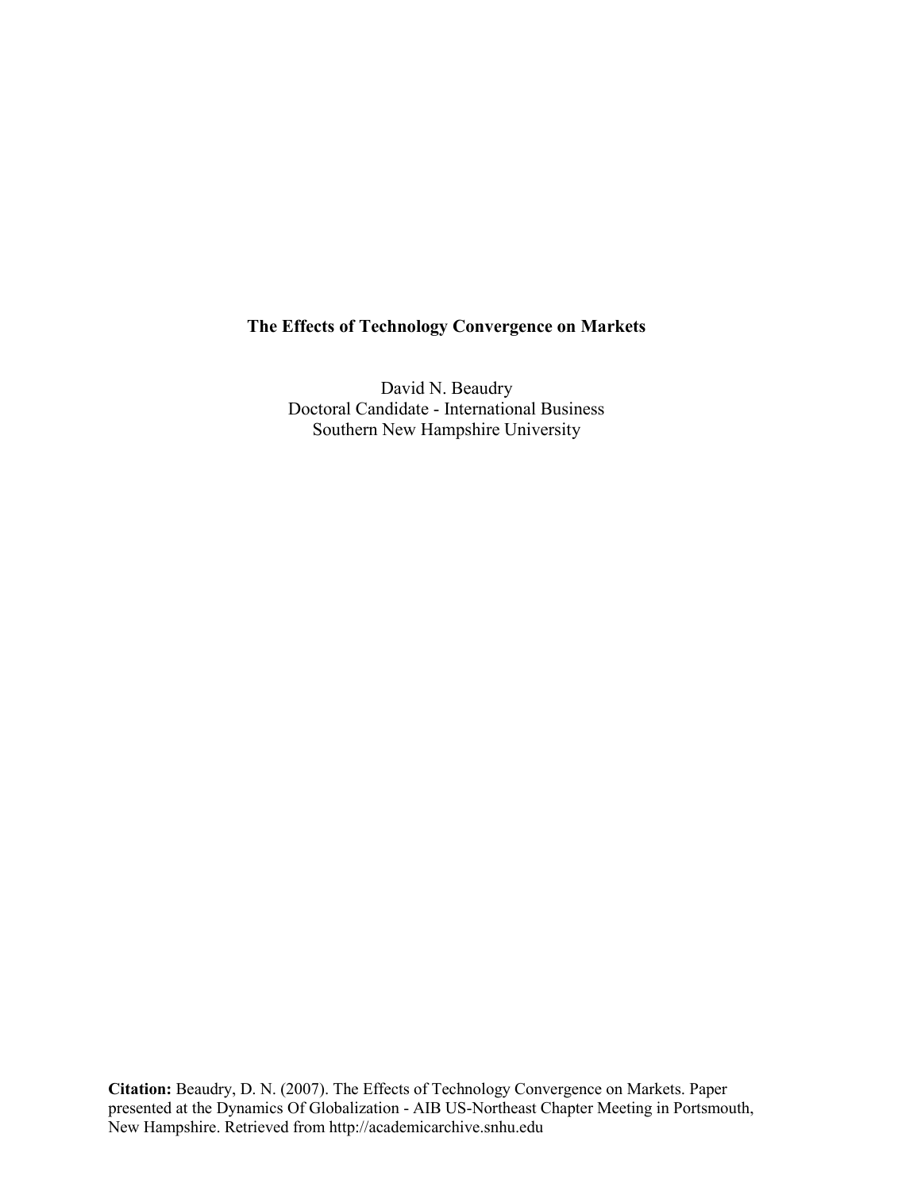# The Effects of Technology Convergence on Markets

David N. Beaudry
Doctoral Candidate - International Business
Southern New Hampshire University

**Citation:** Beaudry, D. N. (2007). The Effects of Technology Convergence on Markets. Paper presented at the Dynamics Of Globalization - AIB US-Northeast Chapter Meeting in Portsmouth, New Hampshire. Retrieved from http://academicarchive.snhu.edu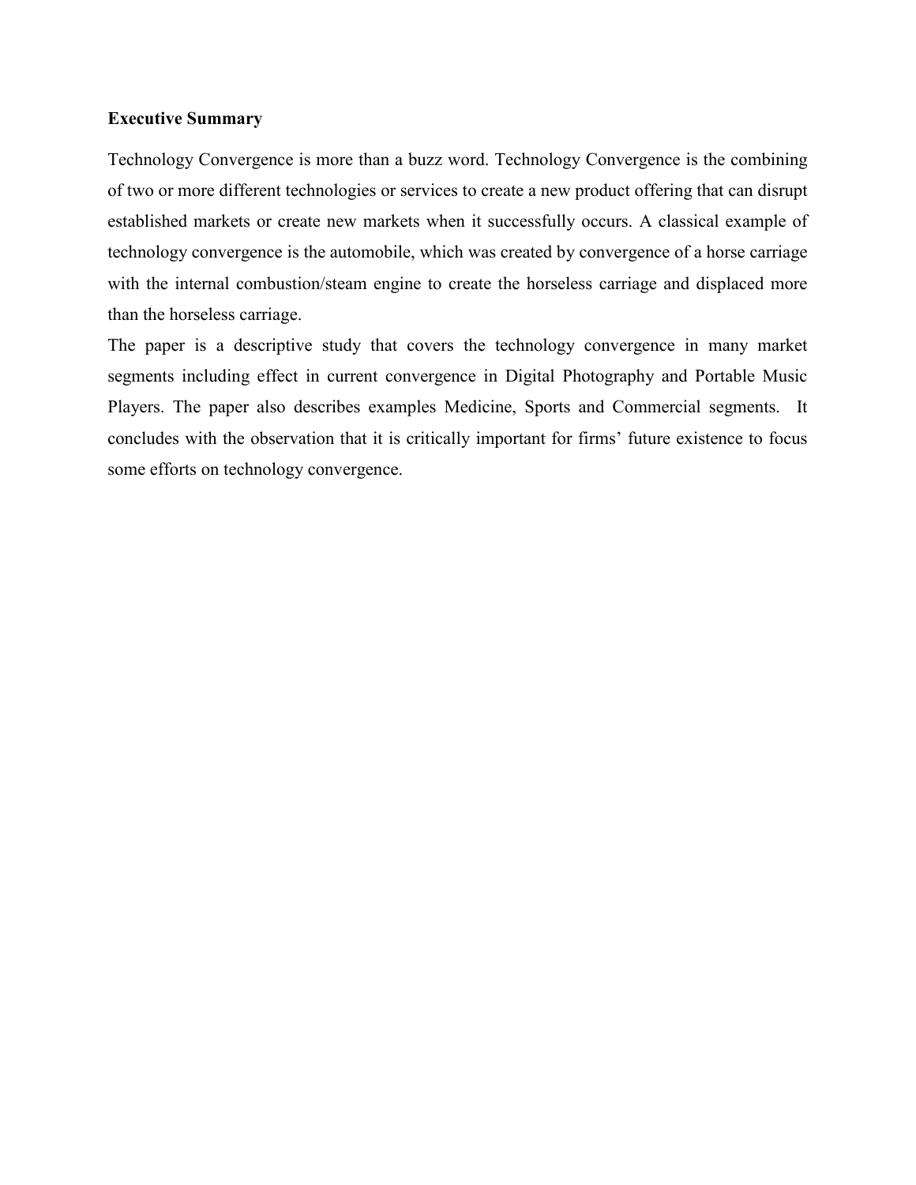**Executive Summary**

Technology Convergence is more than a buzz word. Technology Convergence is the combining of two or more different technologies or services to create a new product offering that can disrupt established markets or create new markets when it successfully occurs. A classical example of technology convergence is the automobile, which was created by convergence of a horse carriage with the internal combustion/steam engine to create the horseless carriage and displaced more than the horseless carriage.

The paper is a descriptive study that covers the technology convergence in many market segments including effect in current convergence in Digital Photography and Portable Music Players. The paper also describes examples Medicine, Sports and Commercial segments. It concludes with the observation that it is critically important for firms' future existence to focus some efforts on technology convergence.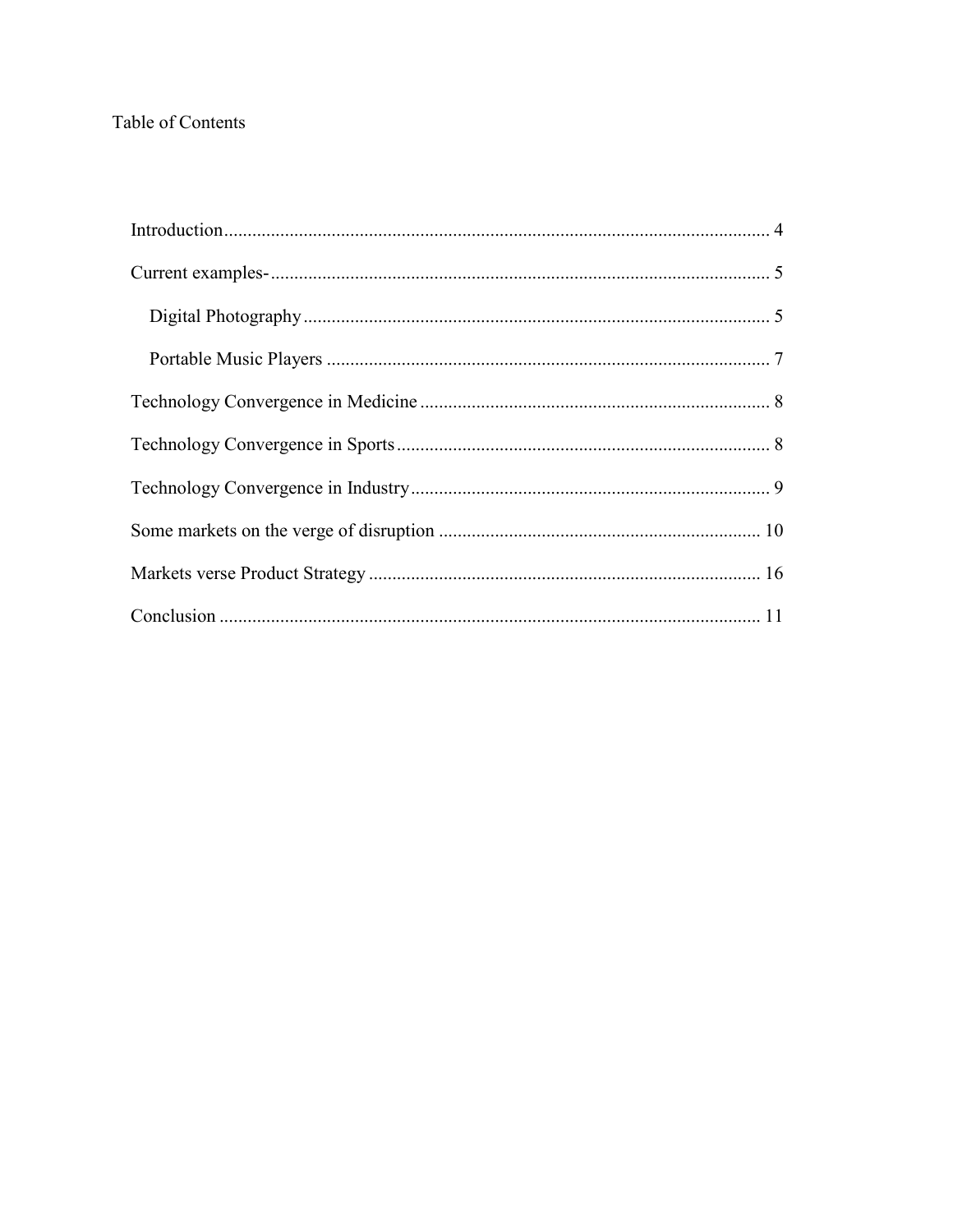Table of Contents

Introduction.................................................................................................................... 4

Current examples-.......................................................................................................... 5

  Digital Photography.................................................................................................. 5

  Portable Music Players ............................................................................................. 7

Technology Convergence in Medicine .......................................................................... 8

Technology Convergence in Sports............................................................................... 8

Technology Convergence in Industry............................................................................ 9

Some markets on the verge of disruption .................................................................... 10

Markets verse Product Strategy ................................................................................... 16

Conclusion ................................................................................................................... 11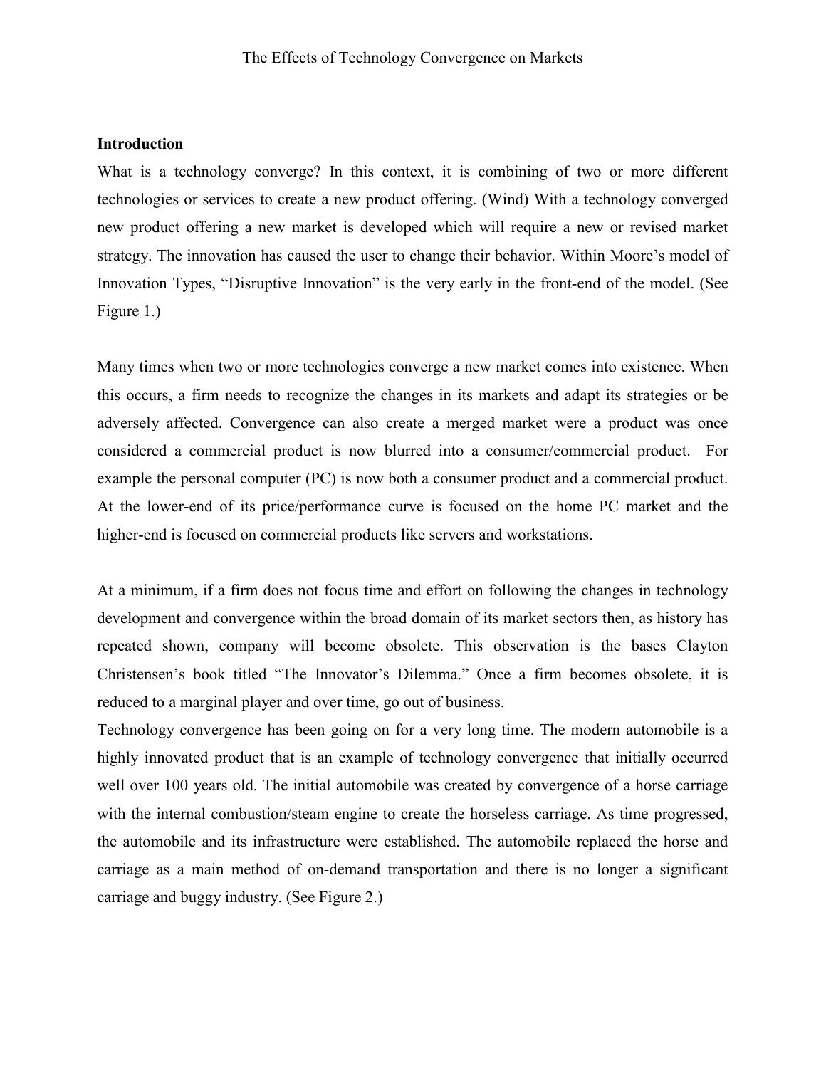**Introduction**

What is a technology converge? In this context, it is combining of two or more different technologies or services to create a new product offering. (Wind) With a technology converged new product offering a new market is developed which will require a new or revised market strategy. The innovation has caused the user to change their behavior. Within Moore's model of Innovation Types, "Disruptive Innovation" is the very early in the front-end of the model. (See Figure 1.)

Many times when two or more technologies converge a new market comes into existence. When this occurs, a firm needs to recognize the changes in its markets and adapt its strategies or be adversely affected. Convergence can also create a merged market were a product was once considered a commercial product is now blurred into a consumer/commercial product. For example the personal computer (PC) is now both a consumer product and a commercial product. At the lower-end of its price/performance curve is focused on the home PC market and the higher-end is focused on commercial products like servers and workstations.

At a minimum, if a firm does not focus time and effort on following the changes in technology development and convergence within the broad domain of its market sectors then, as history has repeated shown, company will become obsolete. This observation is the bases Clayton Christensen's book titled "The Innovator's Dilemma." Once a firm becomes obsolete, it is reduced to a marginal player and over time, go out of business.

Technology convergence has been going on for a very long time. The modern automobile is a highly innovated product that is an example of technology convergence that initially occurred well over 100 years old. The initial automobile was created by convergence of a horse carriage with the internal combustion/steam engine to create the horseless carriage. As time progressed, the automobile and its infrastructure were established. The automobile replaced the horse and carriage as a main method of on-demand transportation and there is no longer a significant carriage and buggy industry. (See Figure 2.)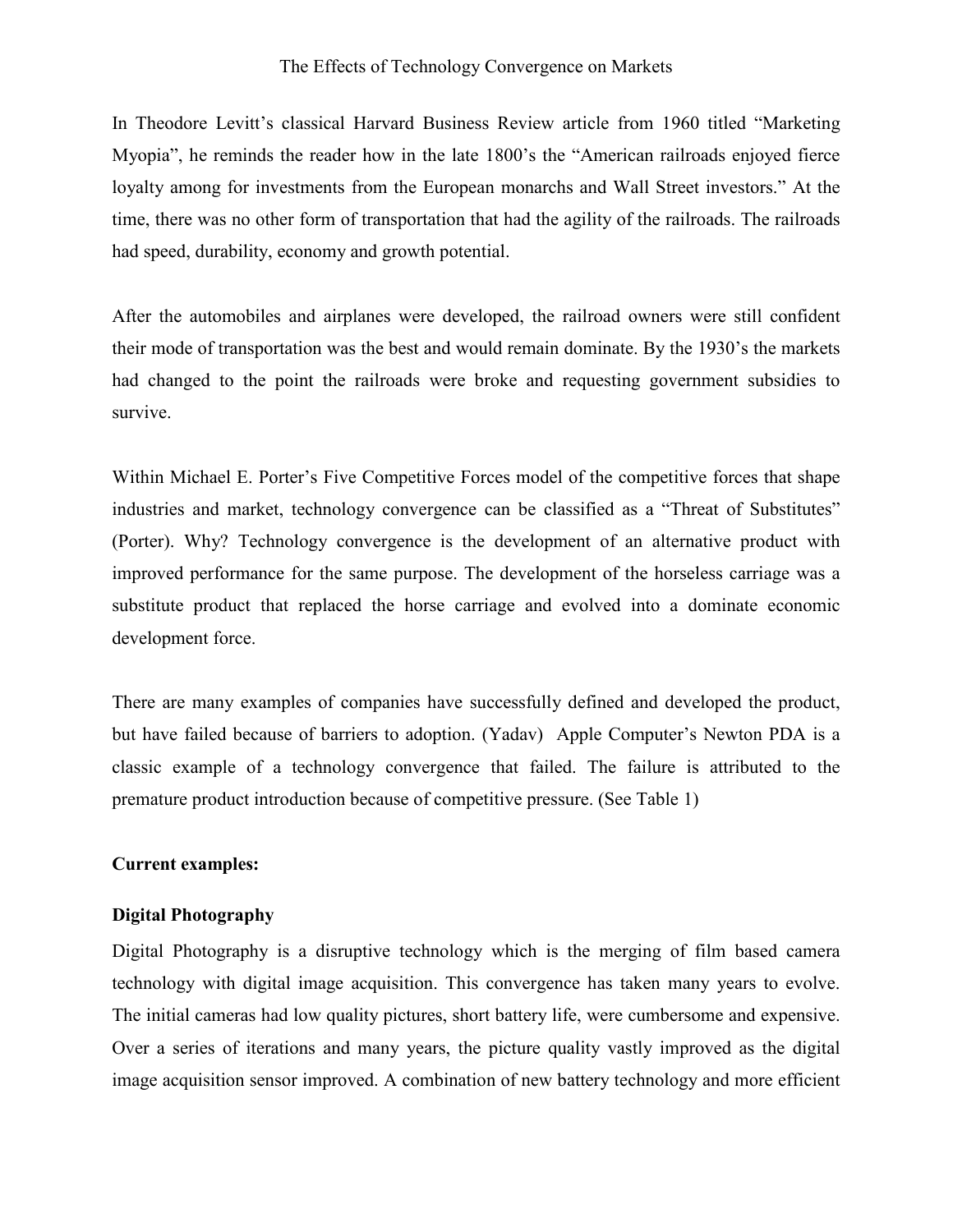# The Effects of Technology Convergence on Markets

In Theodore Levitt's classical Harvard Business Review article from 1960 titled "Marketing Myopia", he reminds the reader how in the late 1800's the "American railroads enjoyed fierce loyalty among for investments from the European monarchs and Wall Street investors." At the time, there was no other form of transportation that had the agility of the railroads. The railroads had speed, durability, economy and growth potential.

After the automobiles and airplanes were developed, the railroad owners were still confident their mode of transportation was the best and would remain dominate. By the 1930's the markets had changed to the point the railroads were broke and requesting government subsidies to survive.

Within Michael E. Porter's Five Competitive Forces model of the competitive forces that shape industries and market, technology convergence can be classified as a "Threat of Substitutes" (Porter). Why? Technology convergence is the development of an alternative product with improved performance for the same purpose. The development of the horseless carriage was a substitute product that replaced the horse carriage and evolved into a dominate economic development force.

There are many examples of companies have successfully defined and developed the product, but have failed because of barriers to adoption. (Yadav) Apple Computer's Newton PDA is a classic example of a technology convergence that failed. The failure is attributed to the premature product introduction because of competitive pressure. (See Table 1)

**Current examples:**

**Digital Photography**

Digital Photography is a disruptive technology which is the merging of film based camera technology with digital image acquisition. This convergence has taken many years to evolve. The initial cameras had low quality pictures, short battery life, were cumbersome and expensive. Over a series of iterations and many years, the picture quality vastly improved as the digital image acquisition sensor improved. A combination of new battery technology and more efficient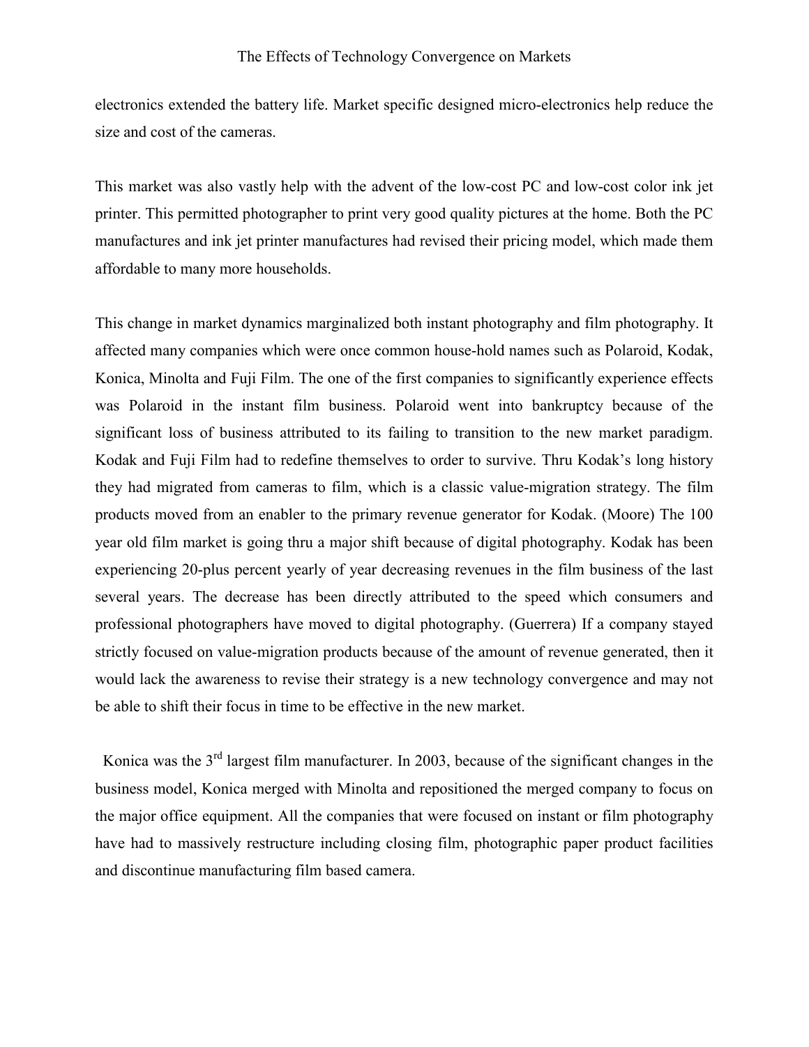electronics extended the battery life. Market specific designed micro-electronics help reduce the size and cost of the cameras.

This market was also vastly help with the advent of the low-cost PC and low-cost color ink jet printer. This permitted photographer to print very good quality pictures at the home. Both the PC manufactures and ink jet printer manufactures had revised their pricing model, which made them affordable to many more households.

This change in market dynamics marginalized both instant photography and film photography. It affected many companies which were once common house-hold names such as Polaroid, Kodak, Konica, Minolta and Fuji Film. The one of the first companies to significantly experience effects was Polaroid in the instant film business. Polaroid went into bankruptcy because of the significant loss of business attributed to its failing to transition to the new market paradigm. Kodak and Fuji Film had to redefine themselves to order to survive. Thru Kodak's long history they had migrated from cameras to film, which is a classic value-migration strategy. The film products moved from an enabler to the primary revenue generator for Kodak. (Moore) The 100 year old film market is going thru a major shift because of digital photography. Kodak has been experiencing 20-plus percent yearly of year decreasing revenues in the film business of the last several years. The decrease has been directly attributed to the speed which consumers and professional photographers have moved to digital photography. (Guerrera) If a company stayed strictly focused on value-migration products because of the amount of revenue generated, then it would lack the awareness to revise their strategy is a new technology convergence and may not be able to shift their focus in time to be effective in the new market.

Konica was the 3rd largest film manufacturer. In 2003, because of the significant changes in the business model, Konica merged with Minolta and repositioned the merged company to focus on the major office equipment. All the companies that were focused on instant or film photography have had to massively restructure including closing film, photographic paper product facilities and discontinue manufacturing film based camera.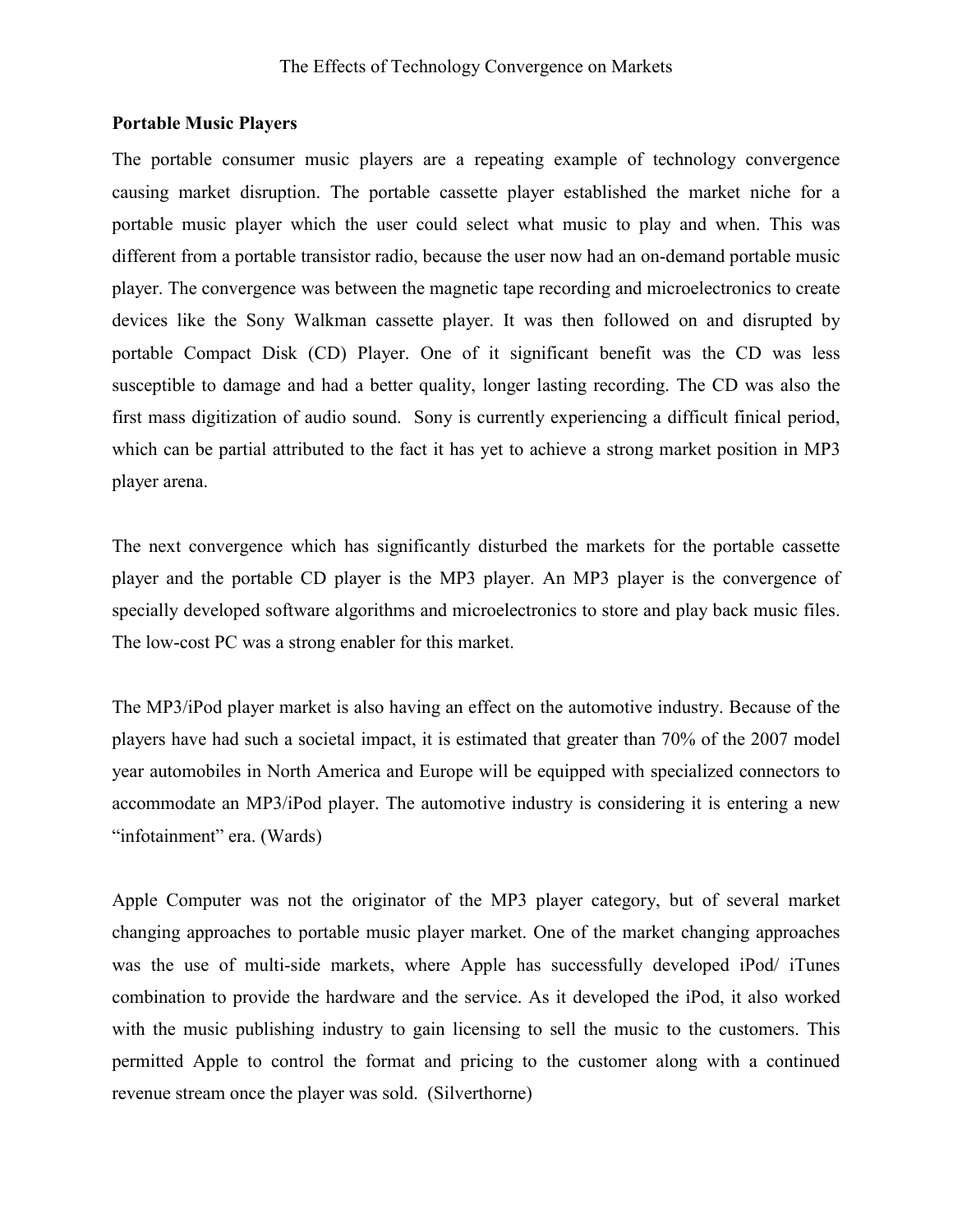## Portable Music Players

The portable consumer music players are a repeating example of technology convergence causing market disruption. The portable cassette player established the market niche for a portable music player which the user could select what music to play and when. This was different from a portable transistor radio, because the user now had an on-demand portable music player. The convergence was between the magnetic tape recording and microelectronics to create devices like the Sony Walkman cassette player. It was then followed on and disrupted by portable Compact Disk (CD) Player. One of it significant benefit was the CD was less susceptible to damage and had a better quality, longer lasting recording. The CD was also the first mass digitization of audio sound. Sony is currently experiencing a difficult finical period, which can be partial attributed to the fact it has yet to achieve a strong market position in MP3 player arena.

The next convergence which has significantly disturbed the markets for the portable cassette player and the portable CD player is the MP3 player. An MP3 player is the convergence of specially developed software algorithms and microelectronics to store and play back music files. The low-cost PC was a strong enabler for this market.

The MP3/iPod player market is also having an effect on the automotive industry. Because of the players have had such a societal impact, it is estimated that greater than 70% of the 2007 model year automobiles in North America and Europe will be equipped with specialized connectors to accommodate an MP3/iPod player. The automotive industry is considering it is entering a new "infotainment" era. (Wards)

Apple Computer was not the originator of the MP3 player category, but of several market changing approaches to portable music player market. One of the market changing approaches was the use of multi-side markets, where Apple has successfully developed iPod/ iTunes combination to provide the hardware and the service. As it developed the iPod, it also worked with the music publishing industry to gain licensing to sell the music to the customers. This permitted Apple to control the format and pricing to the customer along with a continued revenue stream once the player was sold. (Silverthorne)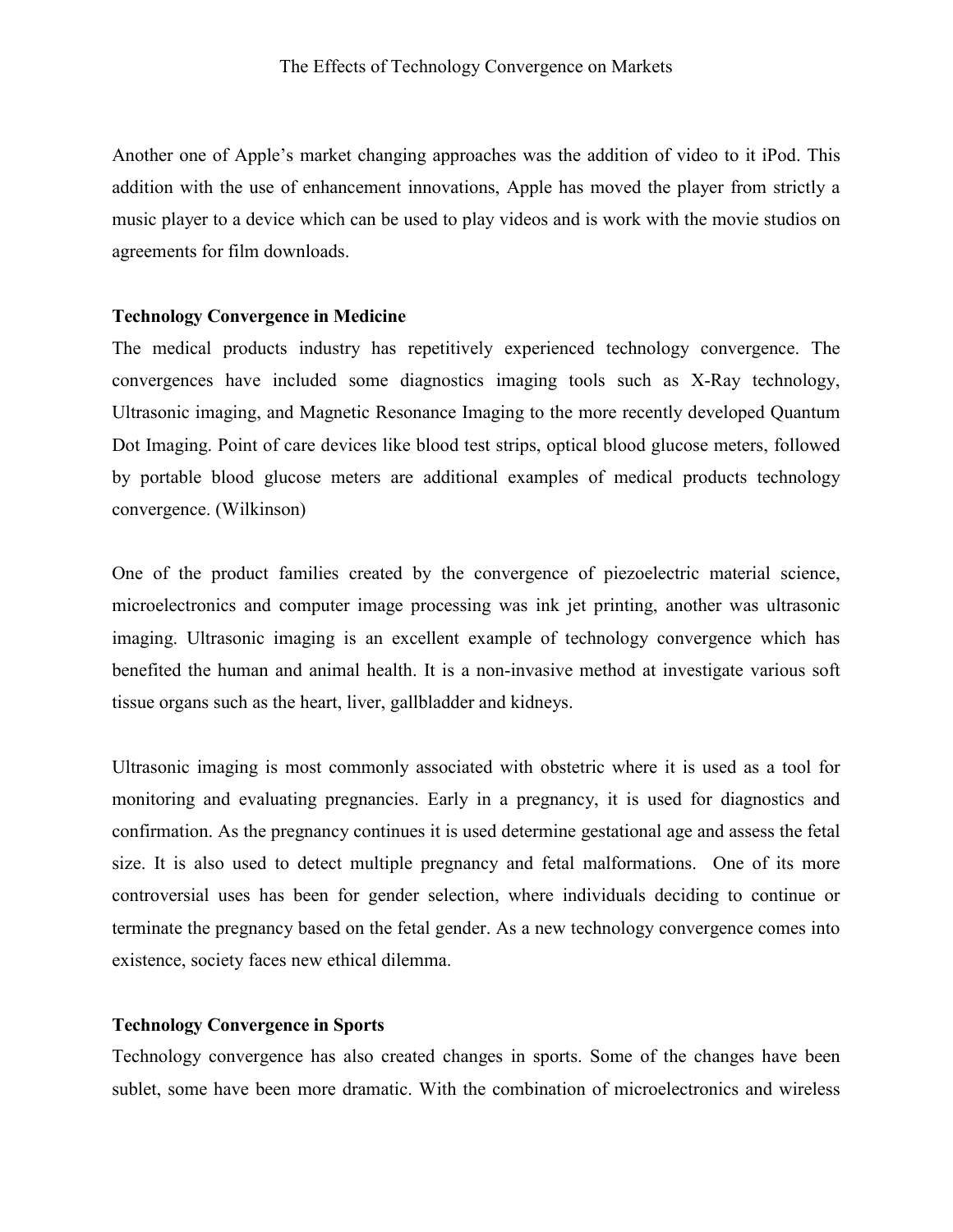Another one of Apple's market changing approaches was the addition of video to it iPod. This addition with the use of enhancement innovations, Apple has moved the player from strictly a music player to a device which can be used to play videos and is work with the movie studios on agreements for film downloads.

**Technology Convergence in Medicine**

The medical products industry has repetitively experienced technology convergence. The convergences have included some diagnostics imaging tools such as X-Ray technology, Ultrasonic imaging, and Magnetic Resonance Imaging to the more recently developed Quantum Dot Imaging. Point of care devices like blood test strips, optical blood glucose meters, followed by portable blood glucose meters are additional examples of medical products technology convergence. (Wilkinson)

One of the product families created by the convergence of piezoelectric material science, microelectronics and computer image processing was ink jet printing, another was ultrasonic imaging. Ultrasonic imaging is an excellent example of technology convergence which has benefited the human and animal health. It is a non-invasive method at investigate various soft tissue organs such as the heart, liver, gallbladder and kidneys.

Ultrasonic imaging is most commonly associated with obstetric where it is used as a tool for monitoring and evaluating pregnancies. Early in a pregnancy, it is used for diagnostics and confirmation. As the pregnancy continues it is used determine gestational age and assess the fetal size. It is also used to detect multiple pregnancy and fetal malformations. One of its more controversial uses has been for gender selection, where individuals deciding to continue or terminate the pregnancy based on the fetal gender. As a new technology convergence comes into existence, society faces new ethical dilemma.

**Technology Convergence in Sports**

Technology convergence has also created changes in sports. Some of the changes have been sublet, some have been more dramatic. With the combination of microelectronics and wireless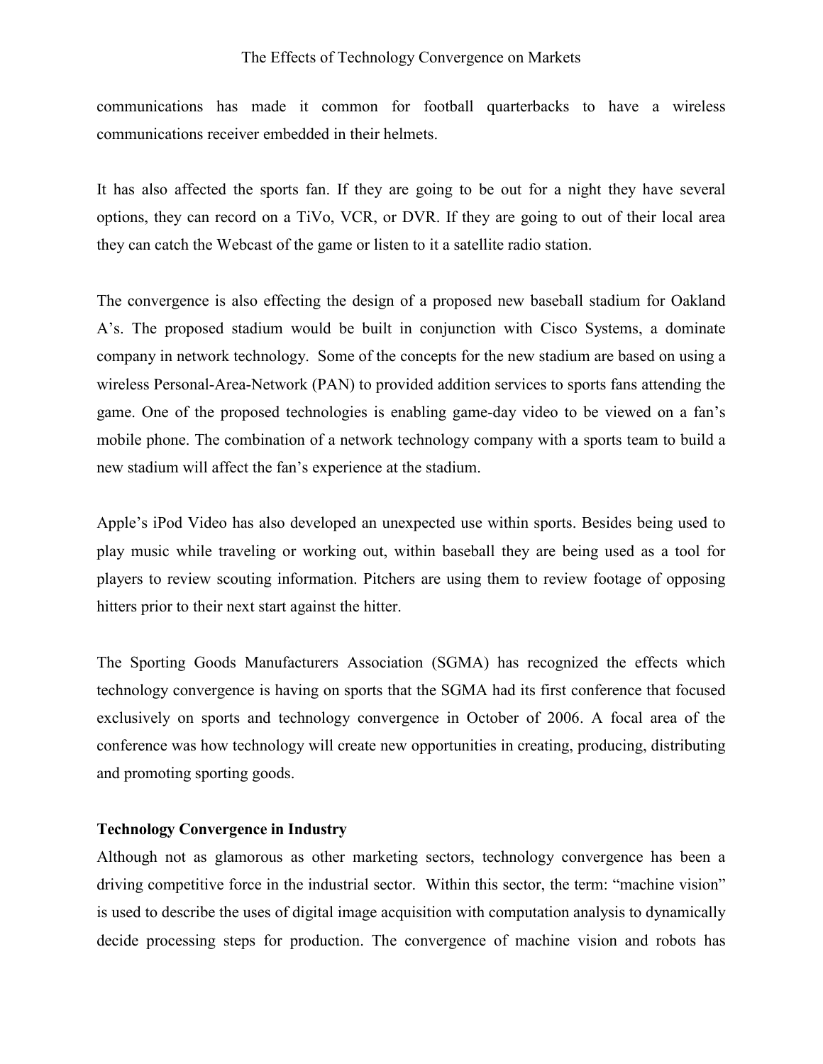communications has made it common for football quarterbacks to have a wireless communications receiver embedded in their helmets.

It has also affected the sports fan. If they are going to be out for a night they have several options, they can record on a TiVo, VCR, or DVR. If they are going to out of their local area they can catch the Webcast of the game or listen to it a satellite radio station.

The convergence is also effecting the design of a proposed new baseball stadium for Oakland A's. The proposed stadium would be built in conjunction with Cisco Systems, a dominate company in network technology. Some of the concepts for the new stadium are based on using a wireless Personal-Area-Network (PAN) to provided addition services to sports fans attending the game. One of the proposed technologies is enabling game-day video to be viewed on a fan's mobile phone. The combination of a network technology company with a sports team to build a new stadium will affect the fan's experience at the stadium.

Apple's iPod Video has also developed an unexpected use within sports. Besides being used to play music while traveling or working out, within baseball they are being used as a tool for players to review scouting information. Pitchers are using them to review footage of opposing hitters prior to their next start against the hitter.

The Sporting Goods Manufacturers Association (SGMA) has recognized the effects which technology convergence is having on sports that the SGMA had its first conference that focused exclusively on sports and technology convergence in October of 2006. A focal area of the conference was how technology will create new opportunities in creating, producing, distributing and promoting sporting goods.

**Technology Convergence in Industry**

Although not as glamorous as other marketing sectors, technology convergence has been a driving competitive force in the industrial sector. Within this sector, the term: "machine vision" is used to describe the uses of digital image acquisition with computation analysis to dynamically decide processing steps for production. The convergence of machine vision and robots has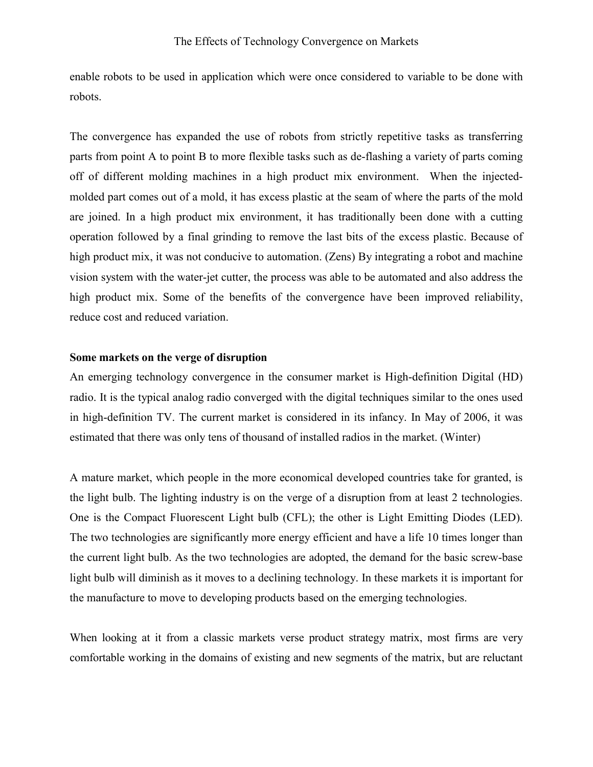enable robots to be used in application which were once considered to variable to be done with robots.

The convergence has expanded the use of robots from strictly repetitive tasks as transferring parts from point A to point B to more flexible tasks such as de-flashing a variety of parts coming off of different molding machines in a high product mix environment. When the injected-molded part comes out of a mold, it has excess plastic at the seam of where the parts of the mold are joined. In a high product mix environment, it has traditionally been done with a cutting operation followed by a final grinding to remove the last bits of the excess plastic. Because of high product mix, it was not conducive to automation. (Zens) By integrating a robot and machine vision system with the water-jet cutter, the process was able to be automated and also address the high product mix. Some of the benefits of the convergence have been improved reliability, reduce cost and reduced variation.

**Some markets on the verge of disruption**

An emerging technology convergence in the consumer market is High-definition Digital (HD) radio. It is the typical analog radio converged with the digital techniques similar to the ones used in high-definition TV. The current market is considered in its infancy. In May of 2006, it was estimated that there was only tens of thousand of installed radios in the market. (Winter)

A mature market, which people in the more economical developed countries take for granted, is the light bulb. The lighting industry is on the verge of a disruption from at least 2 technologies. One is the Compact Fluorescent Light bulb (CFL); the other is Light Emitting Diodes (LED). The two technologies are significantly more energy efficient and have a life 10 times longer than the current light bulb. As the two technologies are adopted, the demand for the basic screw-base light bulb will diminish as it moves to a declining technology. In these markets it is important for the manufacture to move to developing products based on the emerging technologies.

When looking at it from a classic markets verse product strategy matrix, most firms are very comfortable working in the domains of existing and new segments of the matrix, but are reluctant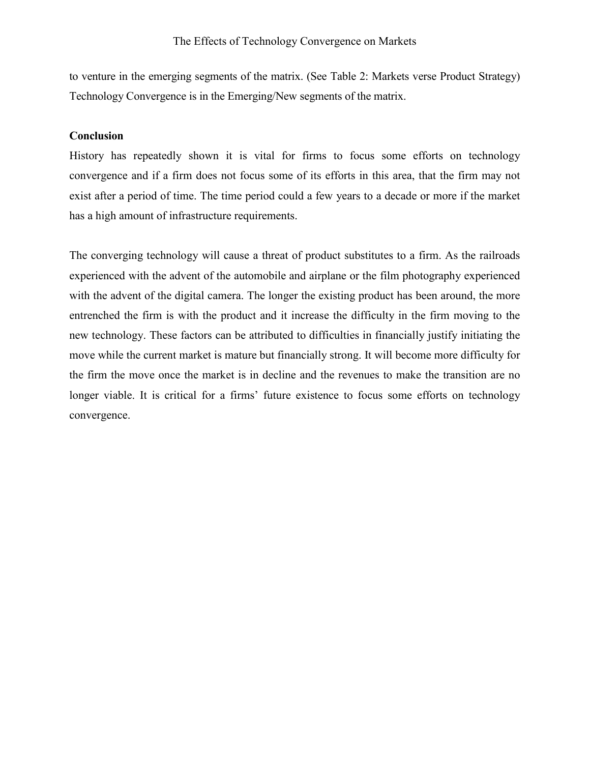to venture in the emerging segments of the matrix. (See Table 2: Markets verse Product Strategy) Technology Convergence is in the Emerging/New segments of the matrix.

**Conclusion**

History has repeatedly shown it is vital for firms to focus some efforts on technology convergence and if a firm does not focus some of its efforts in this area, that the firm may not exist after a period of time. The time period could a few years to a decade or more if the market has a high amount of infrastructure requirements.

The converging technology will cause a threat of product substitutes to a firm. As the railroads experienced with the advent of the automobile and airplane or the film photography experienced with the advent of the digital camera. The longer the existing product has been around, the more entrenched the firm is with the product and it increase the difficulty in the firm moving to the new technology. These factors can be attributed to difficulties in financially justify initiating the move while the current market is mature but financially strong. It will become more difficulty for the firm the move once the market is in decline and the revenues to make the transition are no longer viable. It is critical for a firms' future existence to focus some efforts on technology convergence.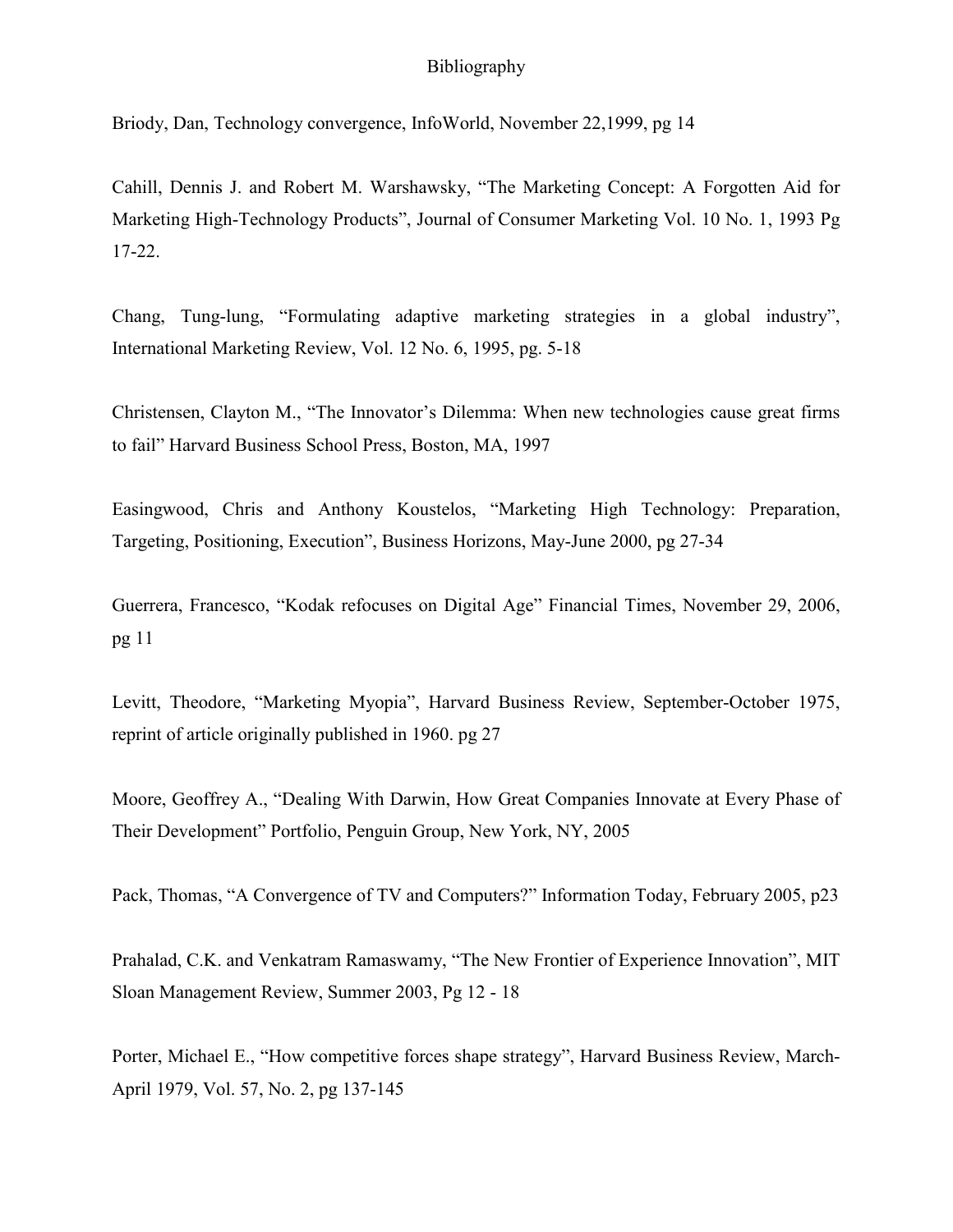# Bibliography

Briody, Dan, Technology convergence, InfoWorld, November 22,1999, pg 14

Cahill, Dennis J. and Robert M. Warshawsky, “The Marketing Concept: A Forgotten Aid for Marketing High-Technology Products”, Journal of Consumer Marketing Vol. 10 No. 1, 1993 Pg 17-22.

Chang, Tung-lung, “Formulating adaptive marketing strategies in a global industry”, International Marketing Review, Vol. 12 No. 6, 1995, pg. 5-18

Christensen, Clayton M., “The Innovator’s Dilemma: When new technologies cause great firms to fail” Harvard Business School Press, Boston, MA, 1997

Easingwood, Chris and Anthony Koustelos, “Marketing High Technology: Preparation, Targeting, Positioning, Execution”, Business Horizons, May-June 2000, pg 27-34

Guerrera, Francesco, “Kodak refocuses on Digital Age” Financial Times, November 29, 2006, pg 11

Levitt, Theodore, “Marketing Myopia”, Harvard Business Review, September-October 1975, reprint of article originally published in 1960. pg 27

Moore, Geoffrey A., “Dealing With Darwin, How Great Companies Innovate at Every Phase of Their Development” Portfolio, Penguin Group, New York, NY, 2005

Pack, Thomas, “A Convergence of TV and Computers?” Information Today, February 2005, p23

Prahalad, C.K. and Venkatram Ramaswamy, “The New Frontier of Experience Innovation”, MIT Sloan Management Review, Summer 2003, Pg 12 - 18

Porter, Michael E., “How competitive forces shape strategy”, Harvard Business Review, March-April 1979, Vol. 57, No. 2, pg 137-145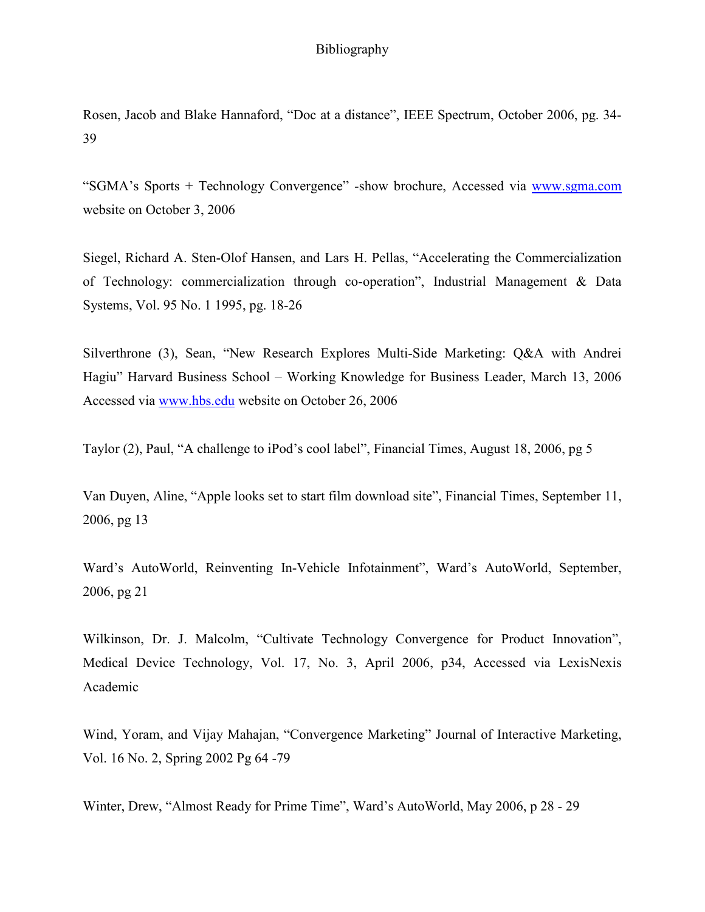# Bibliography

Rosen, Jacob and Blake Hannaford, "Doc at a distance", IEEE Spectrum, October 2006, pg. 34-39

"SGMA's Sports + Technology Convergence" -show brochure, Accessed via www.sgma.com website on October 3, 2006

Siegel, Richard A. Sten-Olof Hansen, and Lars H. Pellas, "Accelerating the Commercialization of Technology: commercialization through co-operation", Industrial Management & Data Systems, Vol. 95 No. 1 1995, pg. 18-26

Silverthrone (3), Sean, "New Research Explores Multi-Side Marketing: Q&A with Andrei Hagiu" Harvard Business School – Working Knowledge for Business Leader, March 13, 2006 Accessed via www.hbs.edu website on October 26, 2006

Taylor (2), Paul, "A challenge to iPod's cool label", Financial Times, August 18, 2006, pg 5

Van Duyen, Aline, "Apple looks set to start film download site", Financial Times, September 11, 2006, pg 13

Ward's AutoWorld, Reinventing In-Vehicle Infotainment", Ward's AutoWorld, September, 2006, pg 21

Wilkinson, Dr. J. Malcolm, "Cultivate Technology Convergence for Product Innovation", Medical Device Technology, Vol. 17, No. 3, April 2006, p34, Accessed via LexisNexis Academic

Wind, Yoram, and Vijay Mahajan, "Convergence Marketing" Journal of Interactive Marketing, Vol. 16 No. 2, Spring 2002 Pg 64 -79

Winter, Drew, "Almost Ready for Prime Time", Ward's AutoWorld, May 2006, p 28 - 29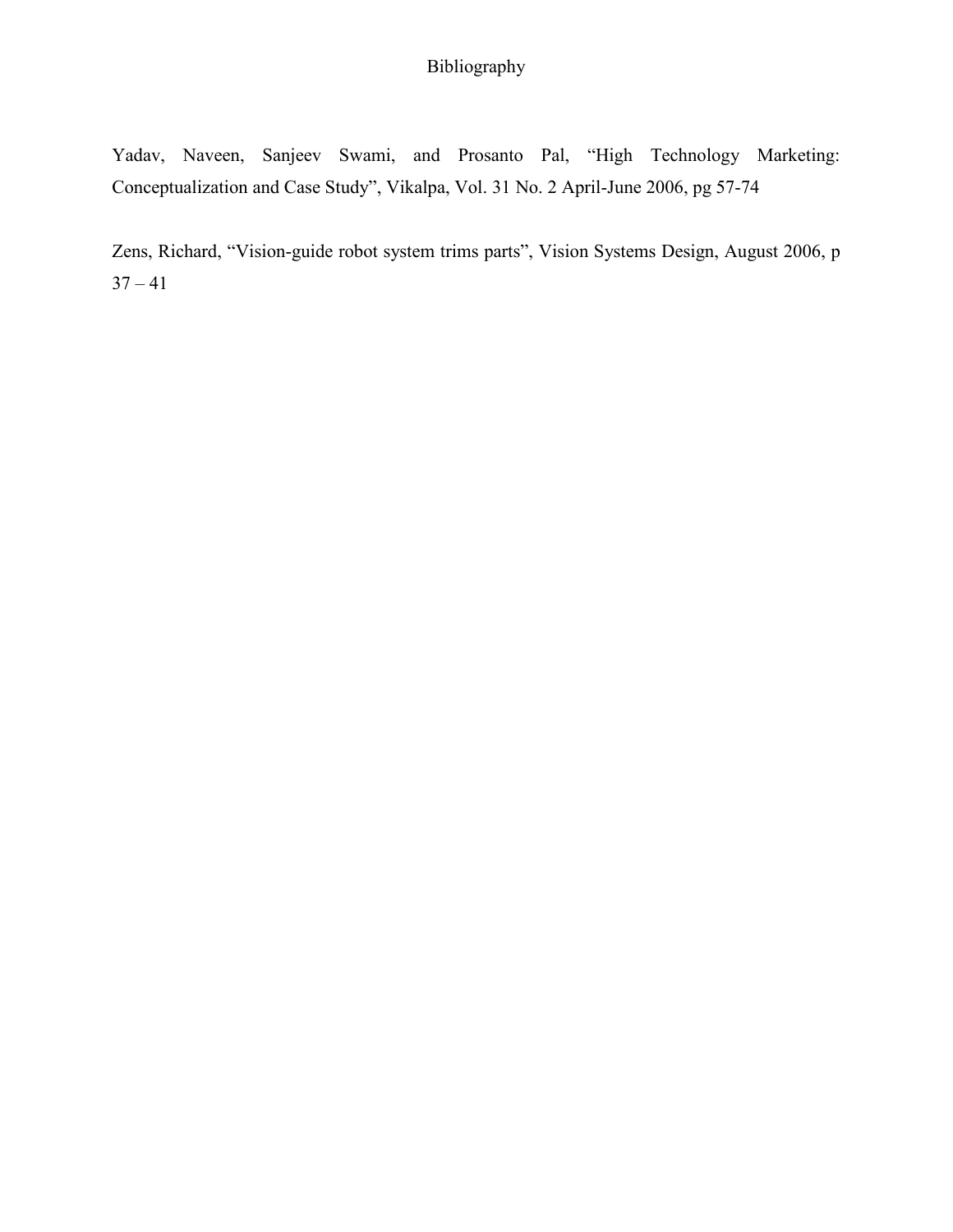# Bibliography

Yadav, Naveen, Sanjeev Swami, and Prosanto Pal, “High Technology Marketing: Conceptualization and Case Study”, Vikalpa, Vol. 31 No. 2 April-June 2006, pg 57-74

Zens, Richard, “Vision-guide robot system trims parts”, Vision Systems Design, August 2006, p 37 – 41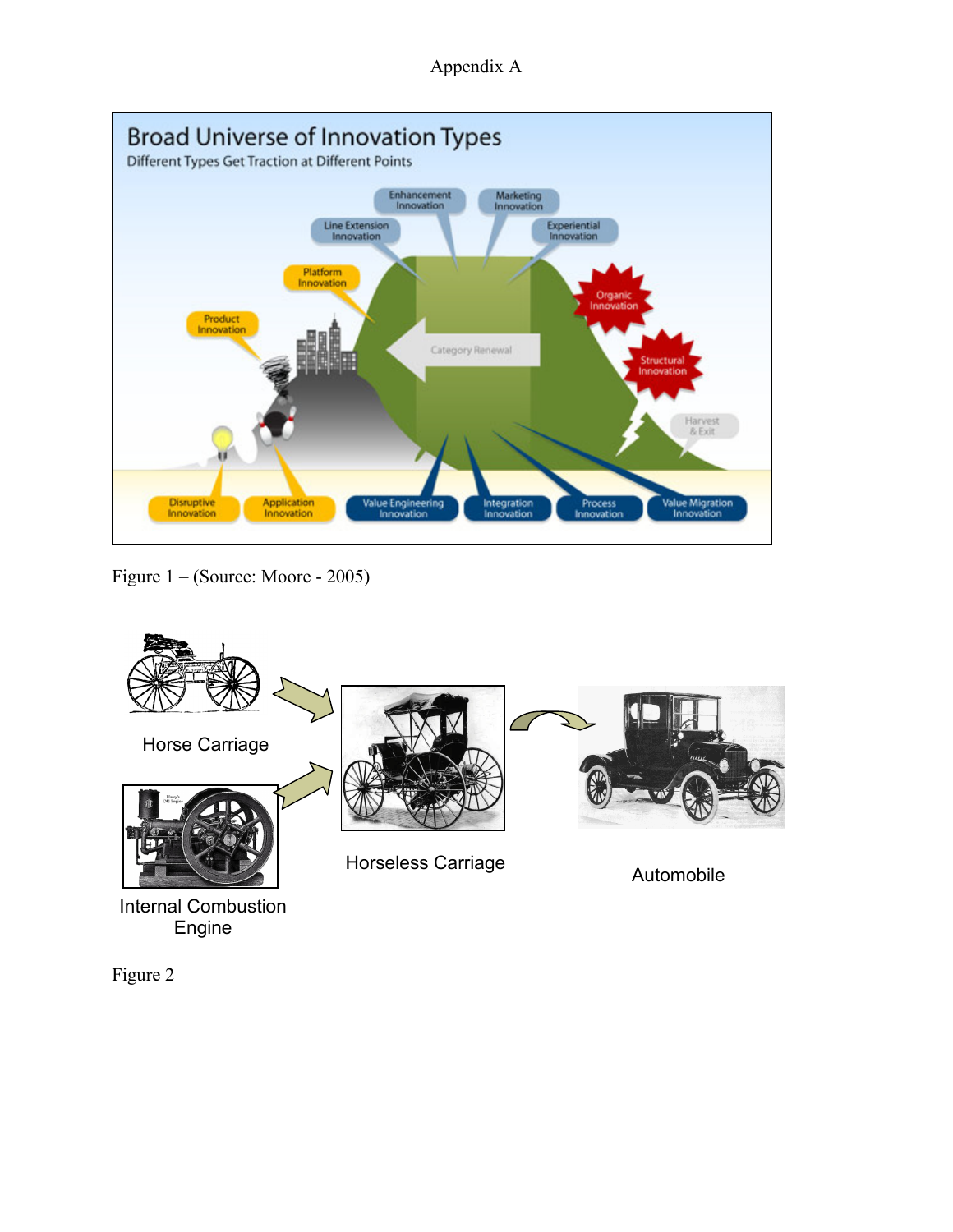Appendix A

Figure 1 – (Source: Moore - 2005)

Figure 2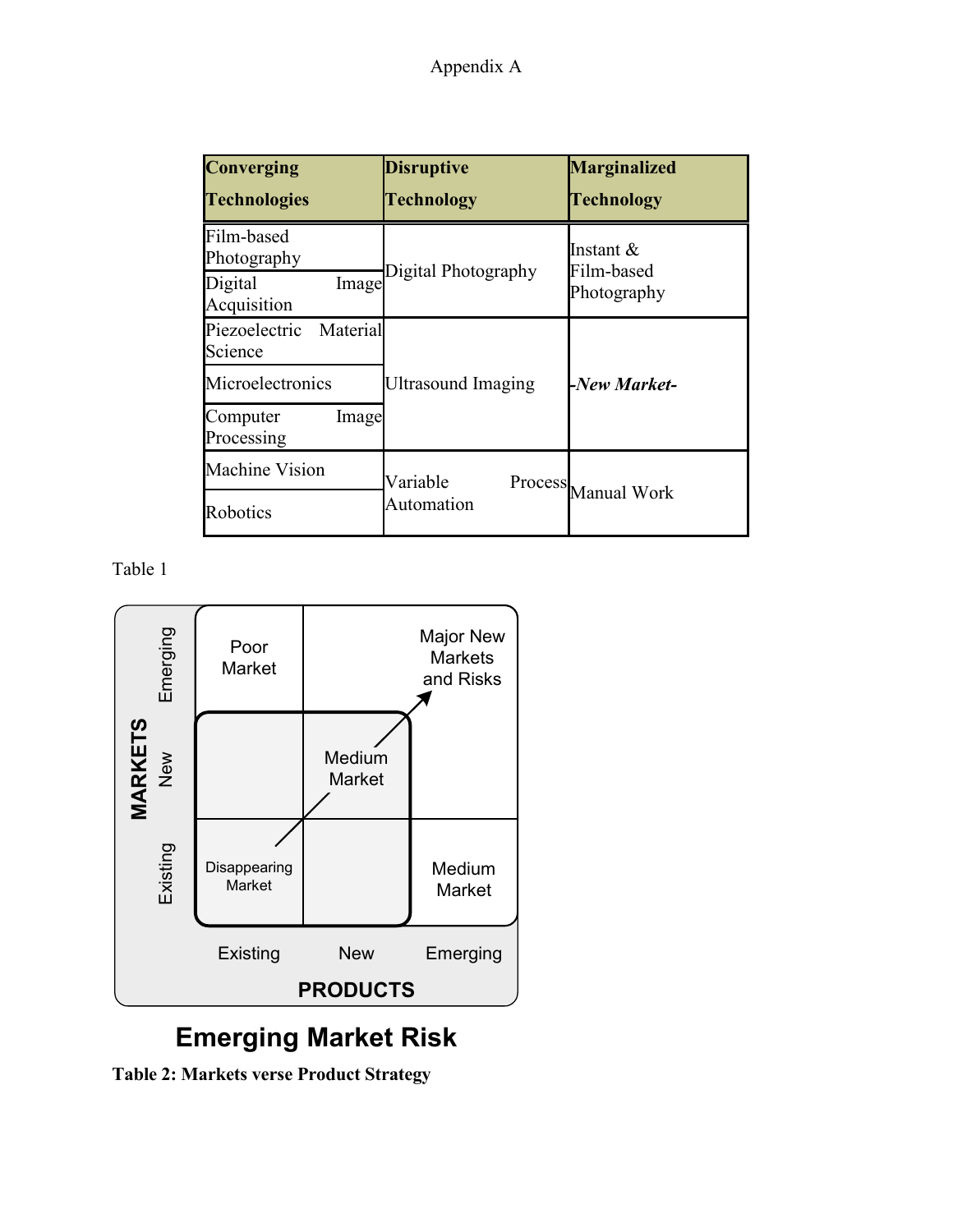Appendix A

| Converging Technologies | Disruptive Technology | Marginalized Technology |
|---|---|---|
| Film-based Photography | Digital Photography | Instant & Film-based Photography |
| Digital Image Acquisition | | |
| Piezoelectric Material Science | Ultrasound Imaging | ***-New Market-*** |
| Microelectronics | | |
| Computer Image Processing | | |
| Machine Vision | Variable Process Automation | Manual Work |
| Robotics | | |

Table 1

MARKETS

Emerging

New

Existing

Poor Market

Major New Markets and Risks

Medium Market

Disappearing Market

Medium Market

Existing

New

Emerging

PRODUCTS

**Emerging Market Risk**

**Table 2: Markets verse Product Strategy**